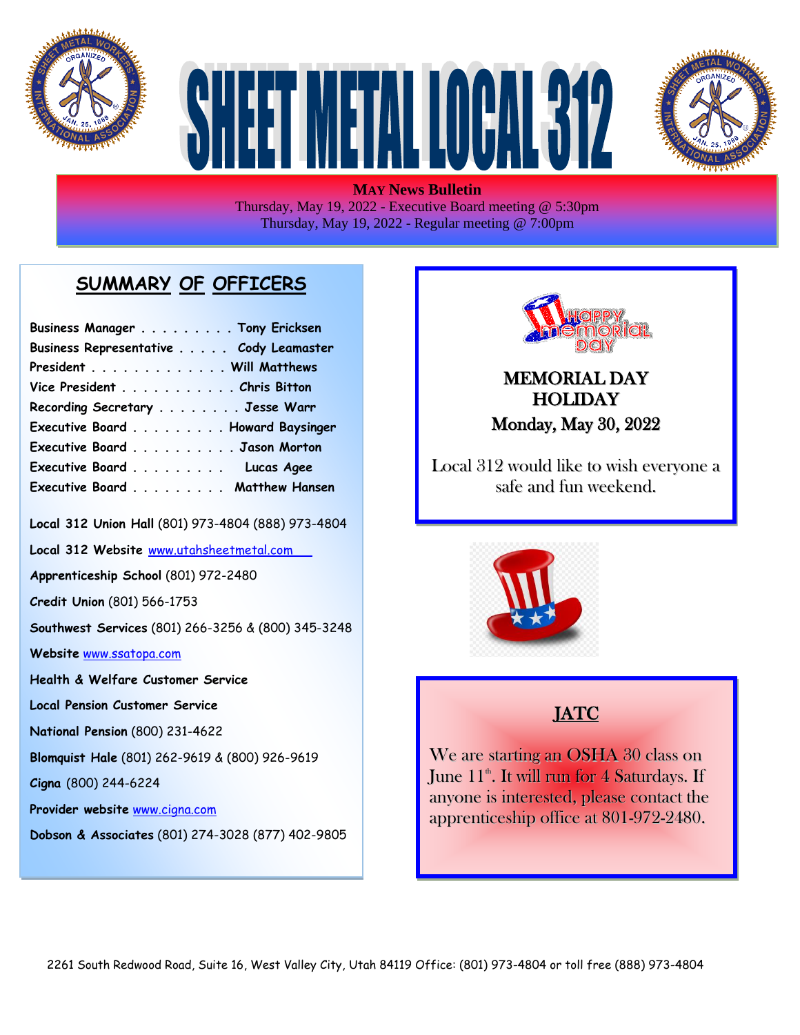# SHEET METAL LOCAL 312

**MAY News Bulletin**
Thursday, May 19, 2022 - Executive Board meeting @ 5:30pm
Thursday, May 19, 2022 - Regular meeting @ 7:00pm

## SUMMARY OF OFFICERS

| | |
|---|---|
| **Business Manager** | **Tony Ericksen** |
| **Business Representative** | **Cody Leamaster** |
| **President** | **Will Matthews** |
| **Vice President** | **Chris Bitton** |
| **Recording Secretary** | **Jesse Warr** |
| **Executive Board** | **Howard Baysinger** |
| **Executive Board** | **Jason Morton** |
| **Executive Board** | **Lucas Agee** |
| **Executive Board** | **Matthew Hansen** |

**Local 312 Union Hall** (801) 973-4804 (888) 973-4804

**Local 312 Website** www.utahsheetmetal.com

**Apprenticeship School** (801) 972-2480

**Credit Union** (801) 566-1753

**Southwest Services** (801) 266-3256 & (800) 345-3248

**Website** www.ssatopa.com

**Health & Welfare Customer Service**

**Local Pension Customer Service**

**National Pension** (800) 231-4622

**Blomquist Hale** (801) 262-9619 & (800) 926-9619

**Cigna** (800) 244-6224

**Provider website** www.cigna.com

**Dobson & Associates** (801) 274-3028 (877) 402-9805

## MEMORIAL DAY HOLIDAY

**Monday, May 30, 2022**

Local 312 would like to wish everyone a safe and fun weekend.

## JATC

We are starting an OSHA 30 class on June 11th. It will run for 4 Saturdays. If anyone is interested, please contact the apprenticeship office at 801-972-2480.

2261 South Redwood Road, Suite 16, West Valley City, Utah 84119 Office: (801) 973-4804 or toll free (888) 973-4804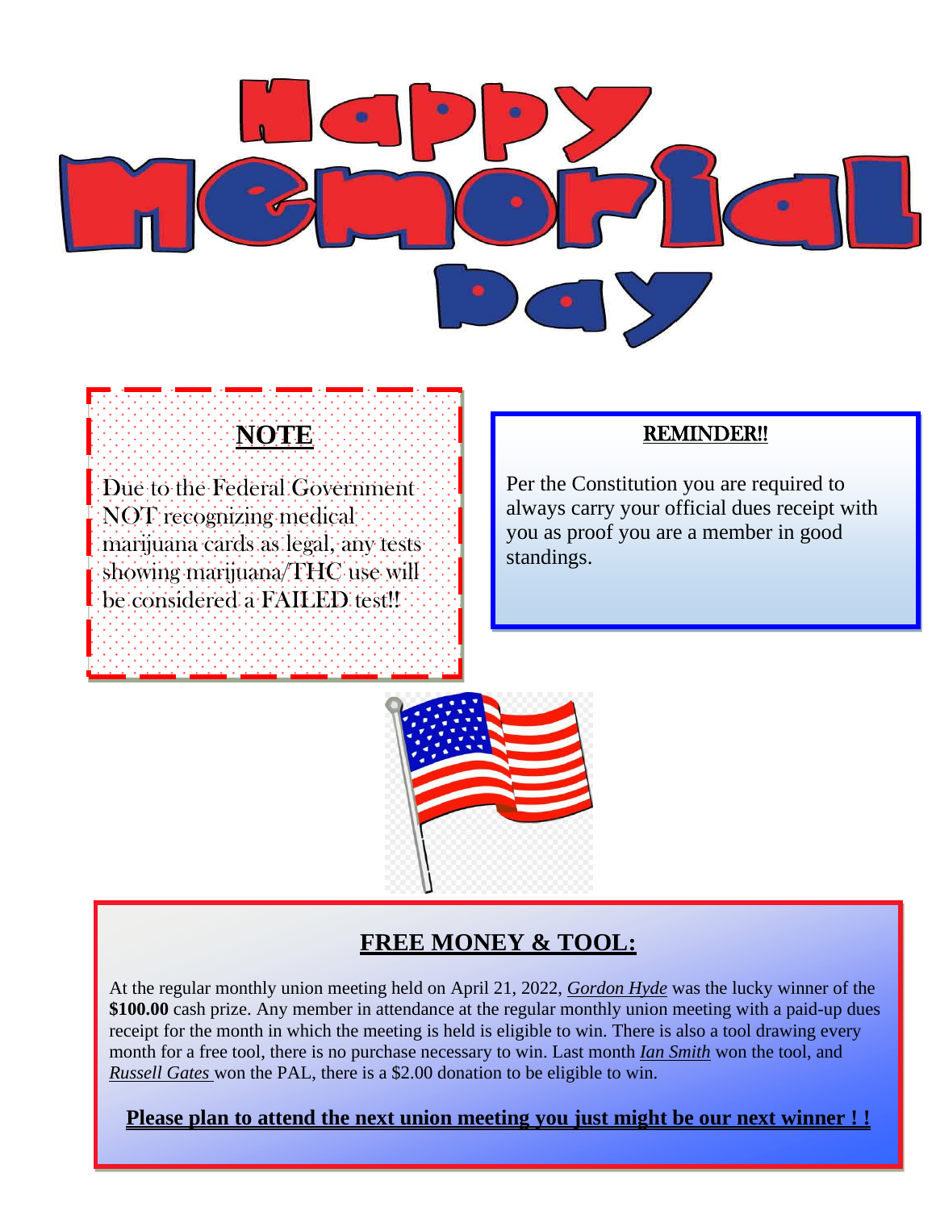# Happy Memorial Day

## NOTE

Due to the Federal Government NOT recognizing medical marijuana cards as legal, any tests showing marijuana/THC use will be considered a FAILED test!!

## REMINDER!!

Per the Constitution you are required to always carry your official dues receipt with you as proof you are a member in good standings.

## FREE MONEY & TOOL:

At the regular monthly union meeting held on April 21, 2022, ***Gordon Hyde*** was the lucky winner of the **$100.00** cash prize. Any member in attendance at the regular monthly union meeting with a paid-up dues receipt for the month in which the meeting is held is eligible to win. There is also a tool drawing every month for a free tool, there is no purchase necessary to win. Last month ***Ian Smith*** won the tool, and *Russell Gates* won the PAL, there is a $2.00 donation to be eligible to win.

**Please plan to attend the next union meeting you just might be our next winner ! !**